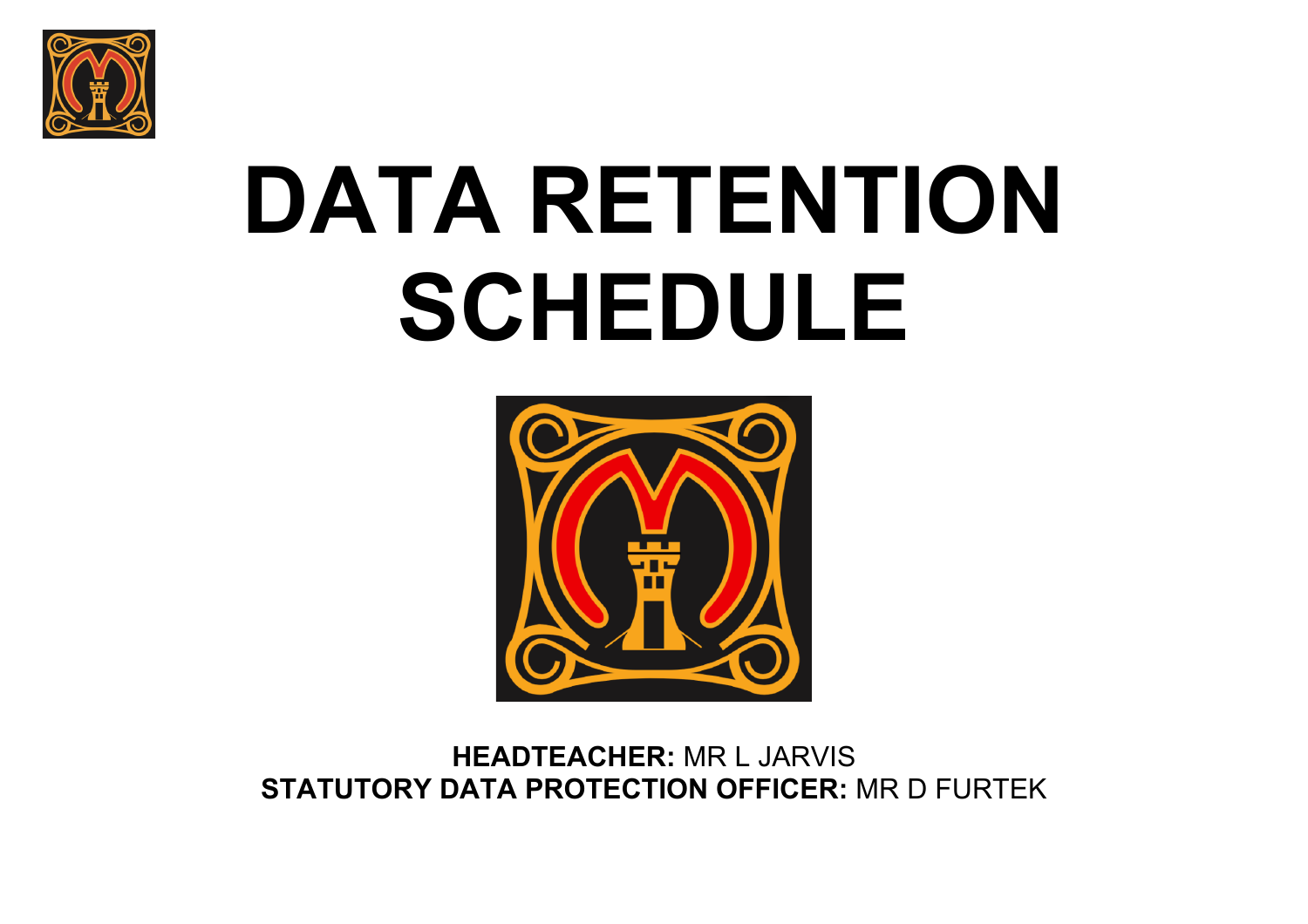# DATA RETENTION SCHEDULE

**HEADTEACHER:** MR L JARVIS
**STATUTORY DATA PROTECTION OFFICER:** MR D FURTEK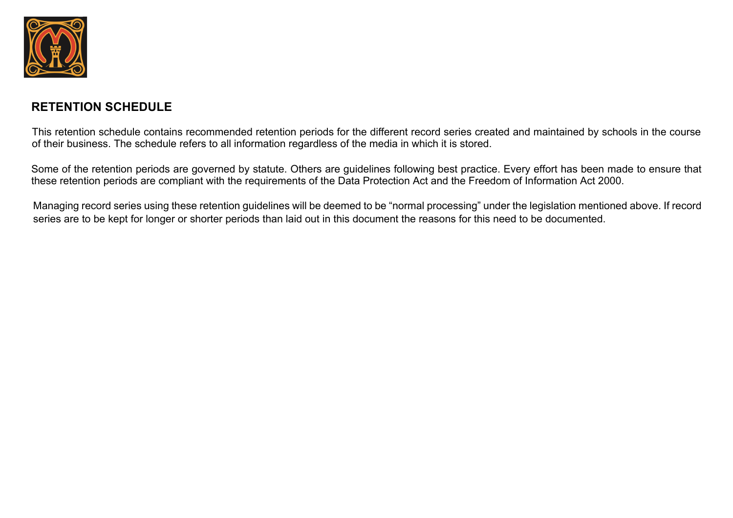## RETENTION SCHEDULE

This retention schedule contains recommended retention periods for the different record series created and maintained by schools in the course of their business. The schedule refers to all information regardless of the media in which it is stored.

Some of the retention periods are governed by statute. Others are guidelines following best practice. Every effort has been made to ensure that these retention periods are compliant with the requirements of the Data Protection Act and the Freedom of Information Act 2000.

Managing record series using these retention guidelines will be deemed to be "normal processing" under the legislation mentioned above. If record series are to be kept for longer or shorter periods than laid out in this document the reasons for this need to be documented.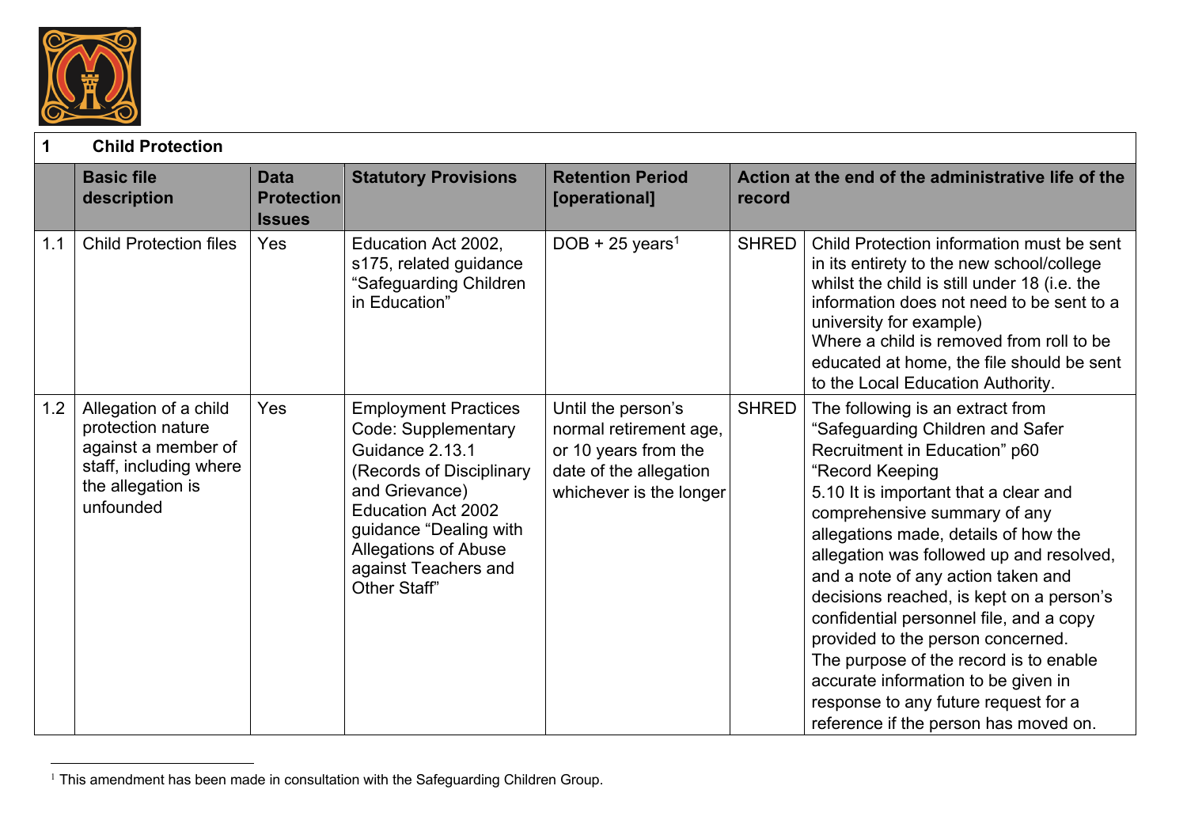| 1 | **Child Protection** | | | | | |
|---|---|---|---|---|---|---|
| | **Basic file description** | **Data Protection Issues** | **Statutory Provisions** | **Retention Period [operational]** | **Action at the end of the administrative life of the record** | |
| 1.1 | Child Protection files | Yes | Education Act 2002, s175, related guidance "Safeguarding Children in Education" | DOB + 25 years[1] | SHRED | Child Protection information must be sent in its entirety to the new school/college whilst the child is still under 18 (i.e. the information does not need to be sent to a university for example)<br>Where a child is removed from roll to be educated at home, the file should be sent to the Local Education Authority. |
| 1.2 | Allegation of a child protection nature against a member of staff, including where the allegation is unfounded | Yes | Employment Practices Code: Supplementary Guidance 2.13.1 (Records of Disciplinary and Grievance)<br>Education Act 2002 guidance "Dealing with Allegations of Abuse against Teachers and Other Staff" | Until the person's normal retirement age, or 10 years from the date of the allegation whichever is the longer | SHRED | The following is an extract from "Safeguarding Children and Safer Recruitment in Education" p60<br>"Record Keeping<br>5.10 It is important that a clear and comprehensive summary of any allegations made, details of how the allegation was followed up and resolved, and a note of any action taken and decisions reached, is kept on a person's confidential personnel file, and a copy provided to the person concerned.<br>The purpose of the record is to enable accurate information to be given in response to any future request for a reference if the person has moved on. |

[1] This amendment has been made in consultation with the Safeguarding Children Group.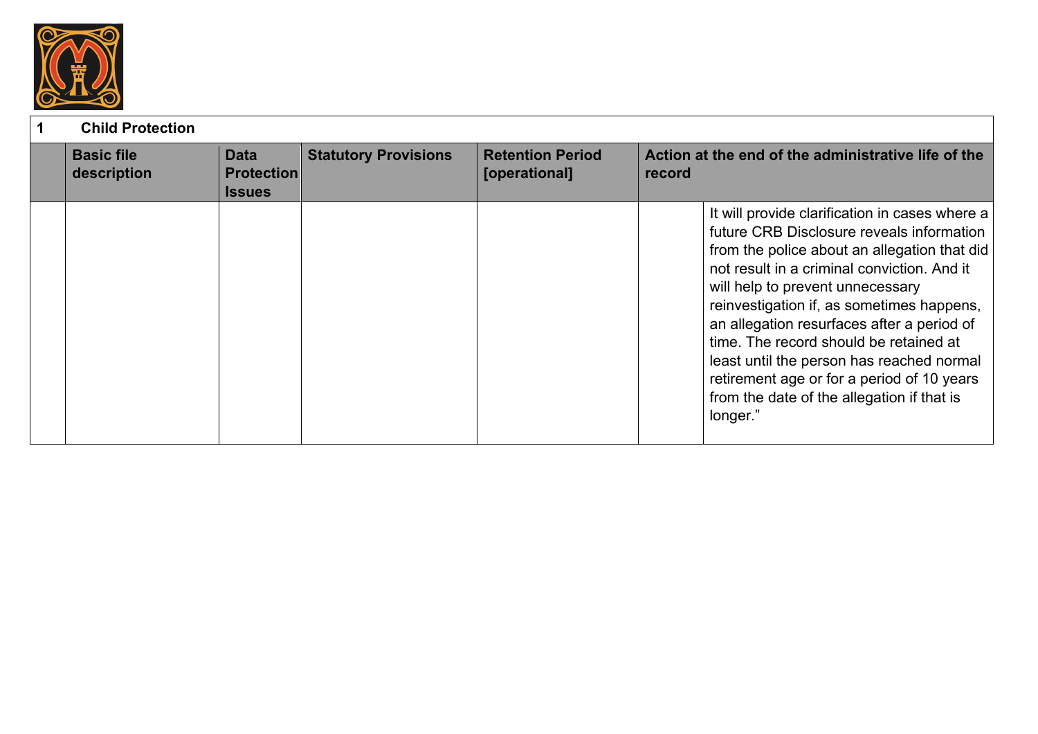| 1 | Child Protection | | | | | |
|---|---|---|---|---|---|---|
| | **Basic file description** | **Data Protection Issues** | **Statutory Provisions** | **Retention Period [operational]** | **Action at the end of the administrative life of the record** | |
| | | | | | | It will provide clarification in cases where a future CRB Disclosure reveals information from the police about an allegation that did not result in a criminal conviction. And it will help to prevent unnecessary reinvestigation if, as sometimes happens, an allegation resurfaces after a period of time. The record should be retained at least until the person has reached normal retirement age or for a period of 10 years from the date of the allegation if that is longer." |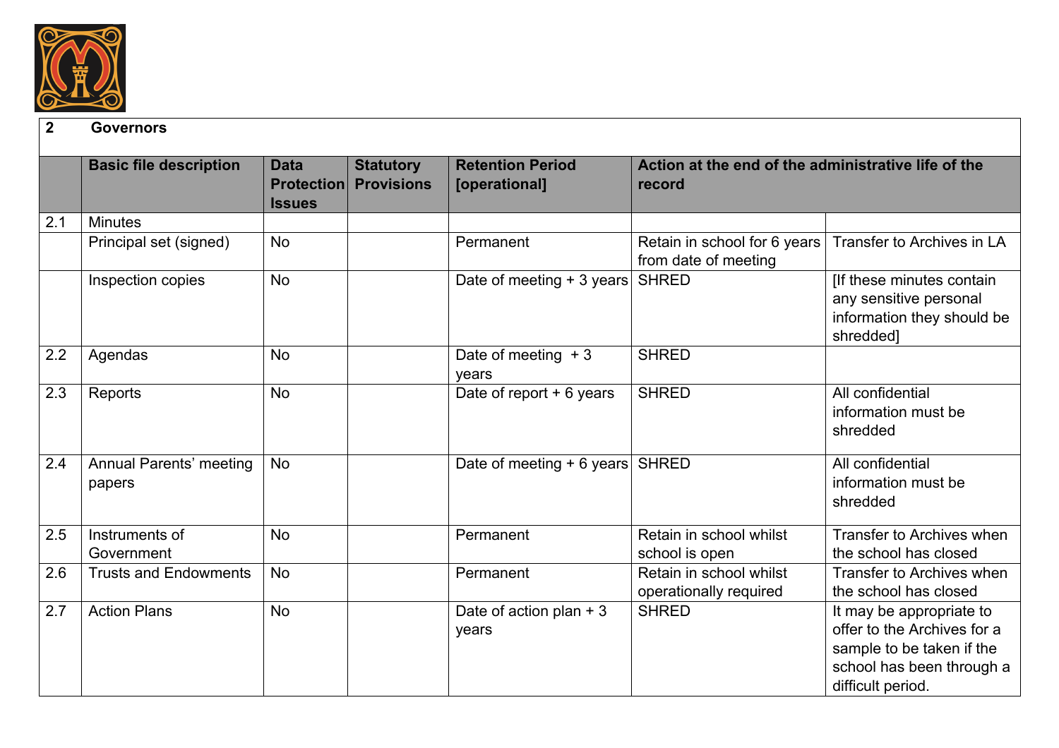## 2 Governors

| | Basic file description | Data Protection Issues | Statutory Provisions | Retention Period [operational] | Action at the end of the administrative life of the record | |
|---|---|---|---|---|---|---|
| 2.1 | Minutes | | | | | |
| | Principal set (signed) | No | | Permanent | Retain in school for 6 years from date of meeting | Transfer to Archives in LA |
| | Inspection copies | No | | Date of meeting + 3 years | SHRED | [If these minutes contain any sensitive personal information they should be shredded] |
| 2.2 | Agendas | No | | Date of meeting + 3 years | SHRED | |
| 2.3 | Reports | No | | Date of report + 6 years | SHRED | All confidential information must be shredded |
| 2.4 | Annual Parents' meeting papers | No | | Date of meeting + 6 years | SHRED | All confidential information must be shredded |
| 2.5 | Instruments of Government | No | | Permanent | Retain in school whilst school is open | Transfer to Archives when the school has closed |
| 2.6 | Trusts and Endowments | No | | Permanent | Retain in school whilst operationally required | Transfer to Archives when the school has closed |
| 2.7 | Action Plans | No | | Date of action plan + 3 years | SHRED | It may be appropriate to offer to the Archives for a sample to be taken if the school has been through a difficult period. |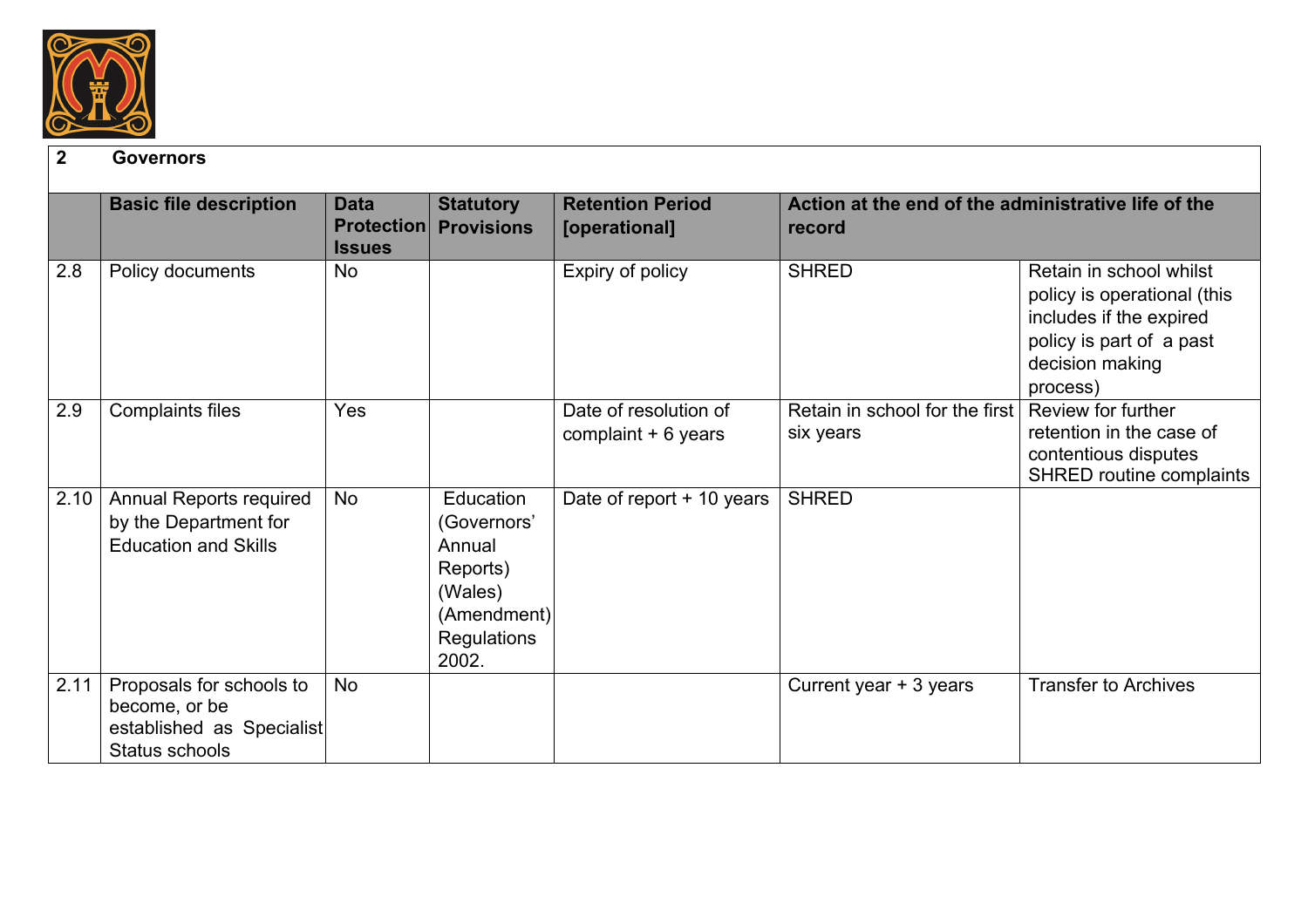| 2 | Governors | | | | | |
|---|---|---|---|---|---|---|
| | **Basic file description** | **Data Protection Issues** | **Statutory Provisions** | **Retention Period [operational]** | **Action at the end of the administrative life of the record** | |
| 2.8 | Policy documents | No | | Expiry of policy | SHRED | Retain in school whilst policy is operational (this includes if the expired policy is part of a past decision making process) |
| 2.9 | Complaints files | Yes | | Date of resolution of complaint + 6 years | Retain in school for the first six years | Review for further retention in the case of contentious disputes SHRED routine complaints |
| 2.10 | Annual Reports required by the Department for Education and Skills | No | Education (Governors' Annual Reports) (Wales) (Amendment) Regulations 2002. | Date of report + 10 years | SHRED | |
| 2.11 | Proposals for schools to become, or be established as Specialist Status schools | No | | | Current year + 3 years | Transfer to Archives |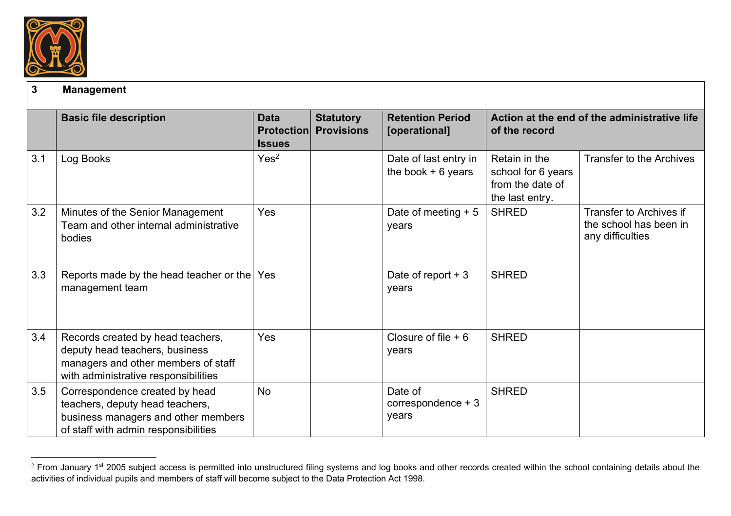| 3 | Management | | | | | |
|---|---|---|---|---|---|---|
| | **Basic file description** | **Data Protection Issues** | **Statutory Provisions** | **Retention Period [operational]** | **Action at the end of the administrative life of the record** | |
| 3.1 | Log Books | Yes[2] | | Date of last entry in the book + 6 years | Retain in the school for 6 years from the date of the last entry. | Transfer to the Archives |
| 3.2 | Minutes of the Senior Management Team and other internal administrative bodies | Yes | | Date of meeting + 5 years | SHRED | Transfer to Archives if the school has been in any difficulties |
| 3.3 | Reports made by the head teacher or the management team | Yes | | Date of report + 3 years | SHRED | |
| 3.4 | Records created by head teachers, deputy head teachers, business managers and other members of staff with administrative responsibilities | Yes | | Closure of file + 6 years | SHRED | |
| 3.5 | Correspondence created by head teachers, deputy head teachers, business managers and other members of staff with admin responsibilities | No | | Date of correspondence + 3 years | SHRED | |

[2] From January 1st 2005 subject access is permitted into unstructured filing systems and log books and other records created within the school containing details about the activities of individual pupils and members of staff will become subject to the Data Protection Act 1998.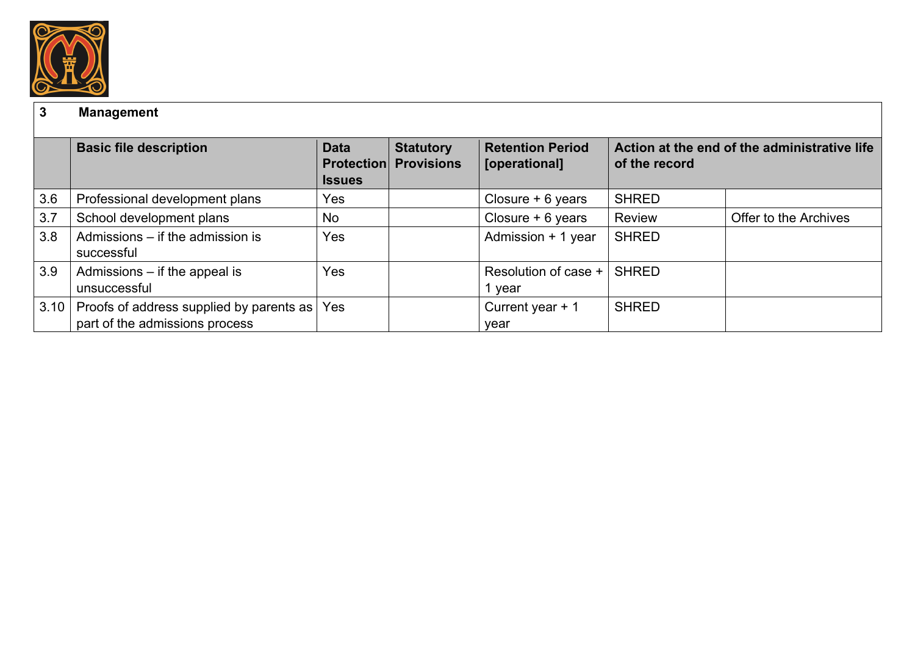| 3 | Management | | | | | |
|---|---|---|---|---|---|---|
| | **Basic file description** | **Data Protection Issues** | **Statutory Provisions** | **Retention Period [operational]** | **Action at the end of the administrative life of the record** | |
| 3.6 | Professional development plans | Yes | | Closure + 6 years | SHRED | |
| 3.7 | School development plans | No | | Closure + 6 years | Review | Offer to the Archives |
| 3.8 | Admissions – if the admission is successful | Yes | | Admission + 1 year | SHRED | |
| 3.9 | Admissions – if the appeal is unsuccessful | Yes | | Resolution of case + 1 year | SHRED | |
| 3.10 | Proofs of address supplied by parents as part of the admissions process | Yes | | Current year + 1 year | SHRED | |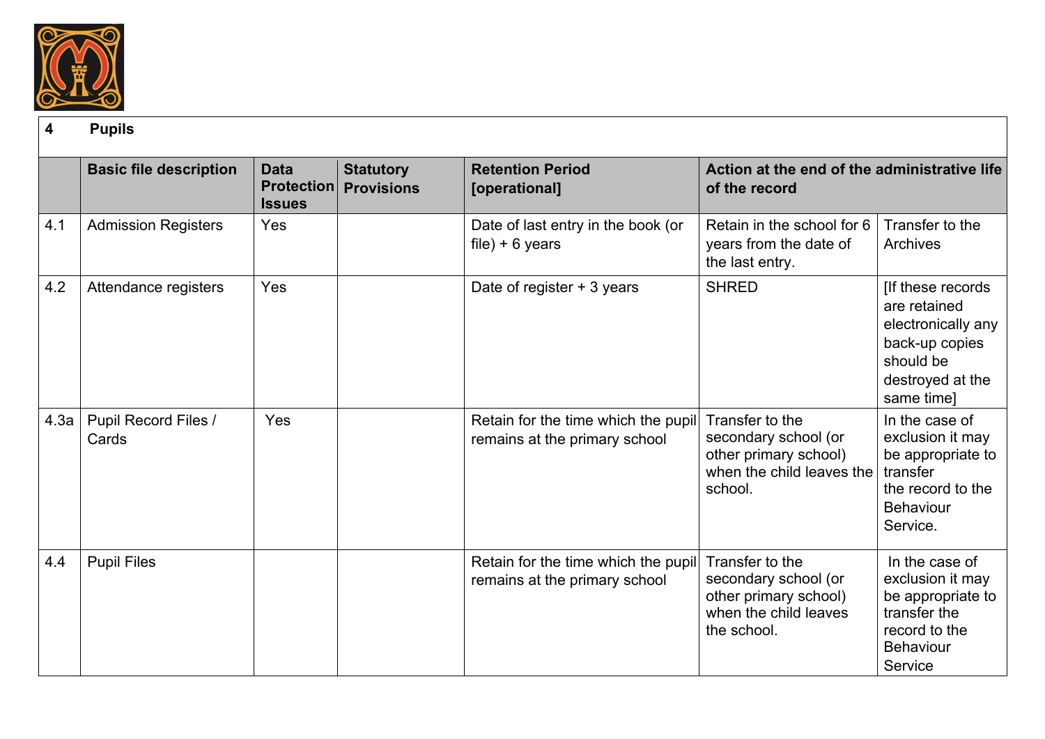| 4 | Pupils | | | | | |
|---|---|---|---|---|---|---|
| | **Basic file description** | **Data Protection Issues** | **Statutory Provisions** | **Retention Period [operational]** | **Action at the end of the administrative life of the record** | |
| 4.1 | Admission Registers | Yes | | Date of last entry in the book (or file) + 6 years | Retain in the school for 6 years from the date of the last entry. | Transfer to the Archives |
| 4.2 | Attendance registers | Yes | | Date of register + 3 years | SHRED | [If these records are retained electronically any back-up copies should be destroyed at the same time] |
| 4.3a | Pupil Record Files / Cards | Yes | | Retain for the time which the pupil remains at the primary school | Transfer to the secondary school (or other primary school) when the child leaves the school. | In the case of exclusion it may be appropriate to transfer the record to the Behaviour Service. |
| 4.4 | Pupil Files | | | Retain for the time which the pupil remains at the primary school | Transfer to the secondary school (or other primary school) when the child leaves the school. | In the case of exclusion it may be appropriate to transfer the record to the Behaviour Service |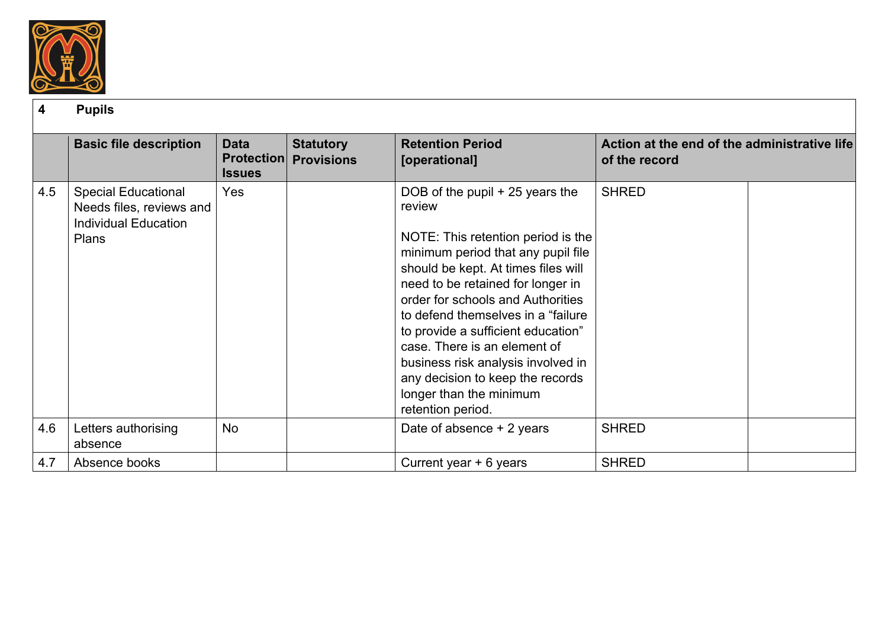| 4 | Pupils | | | | | |
|---|---|---|---|---|---|---|
| | **Basic file description** | **Data Protection Issues** | **Statutory Provisions** | **Retention Period [operational]** | **Action at the end of the administrative life of the record** | |
| 4.5 | Special Educational Needs files, reviews and Individual Education Plans | Yes | | DOB of the pupil + 25 years the review<br><br>NOTE: This retention period is the minimum period that any pupil file should be kept. At times files will need to be retained for longer in order for schools and Authorities to defend themselves in a "failure to provide a sufficient education" case. There is an element of business risk analysis involved in any decision to keep the records longer than the minimum retention period. | SHRED | |
| 4.6 | Letters authorising absence | No | | Date of absence + 2 years | SHRED | |
| 4.7 | Absence books | | | Current year + 6 years | SHRED | |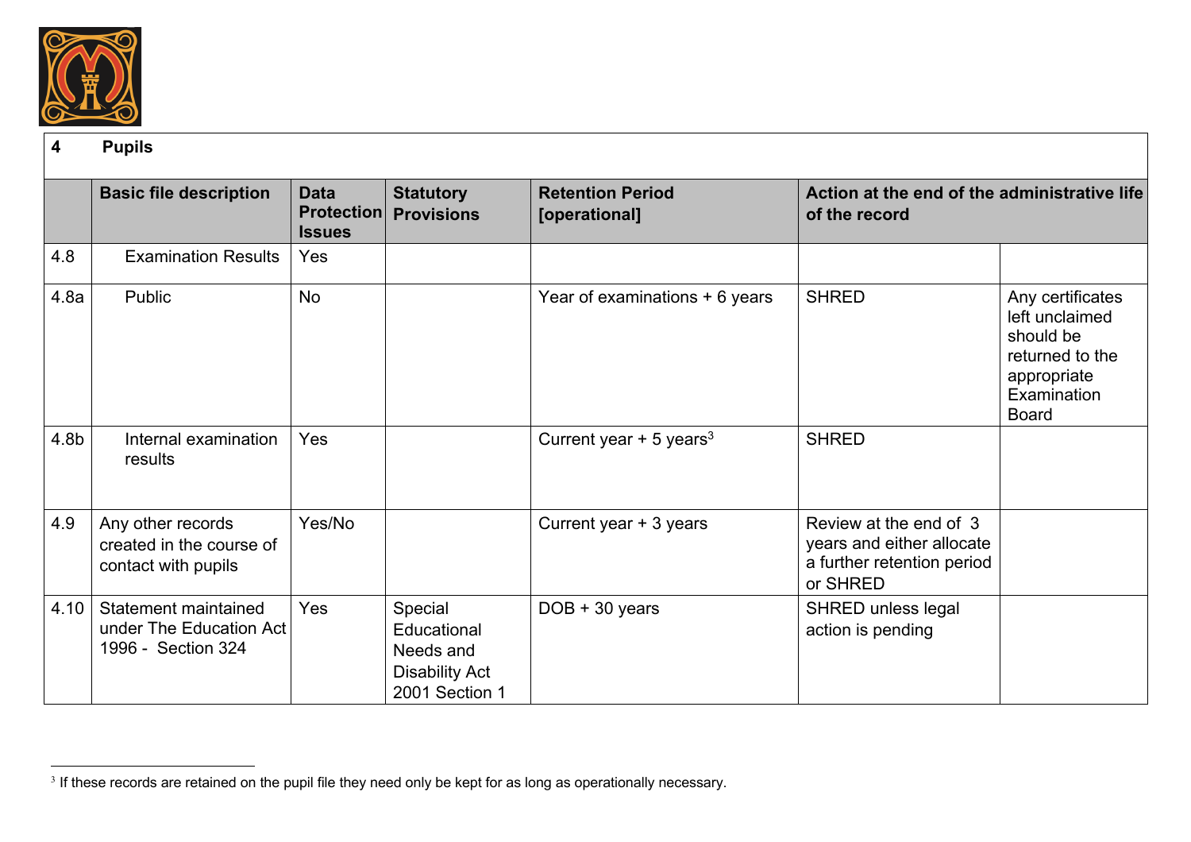| 4 | Pupils | | | | | |
|---|---|---|---|---|---|---|
| | **Basic file description** | **Data Protection Issues** | **Statutory Provisions** | **Retention Period [operational]** | **Action at the end of the administrative life of the record** | |
| 4.8 | Examination Results | Yes | | | | |
| 4.8a | Public | No | | Year of examinations + 6 years | SHRED | Any certificates left unclaimed should be returned to the appropriate Examination Board |
| 4.8b | Internal examination results | Yes | | Current year + 5 years[3] | SHRED | |
| 4.9 | Any other records created in the course of contact with pupils | Yes/No | | Current year + 3 years | Review at the end of 3 years and either allocate a further retention period or SHRED | |
| 4.10 | Statement maintained under The Education Act 1996 - Section 324 | Yes | Special Educational Needs and Disability Act 2001 Section 1 | DOB + 30 years | SHRED unless legal action is pending | |

[3] If these records are retained on the pupil file they need only be kept for as long as operationally necessary.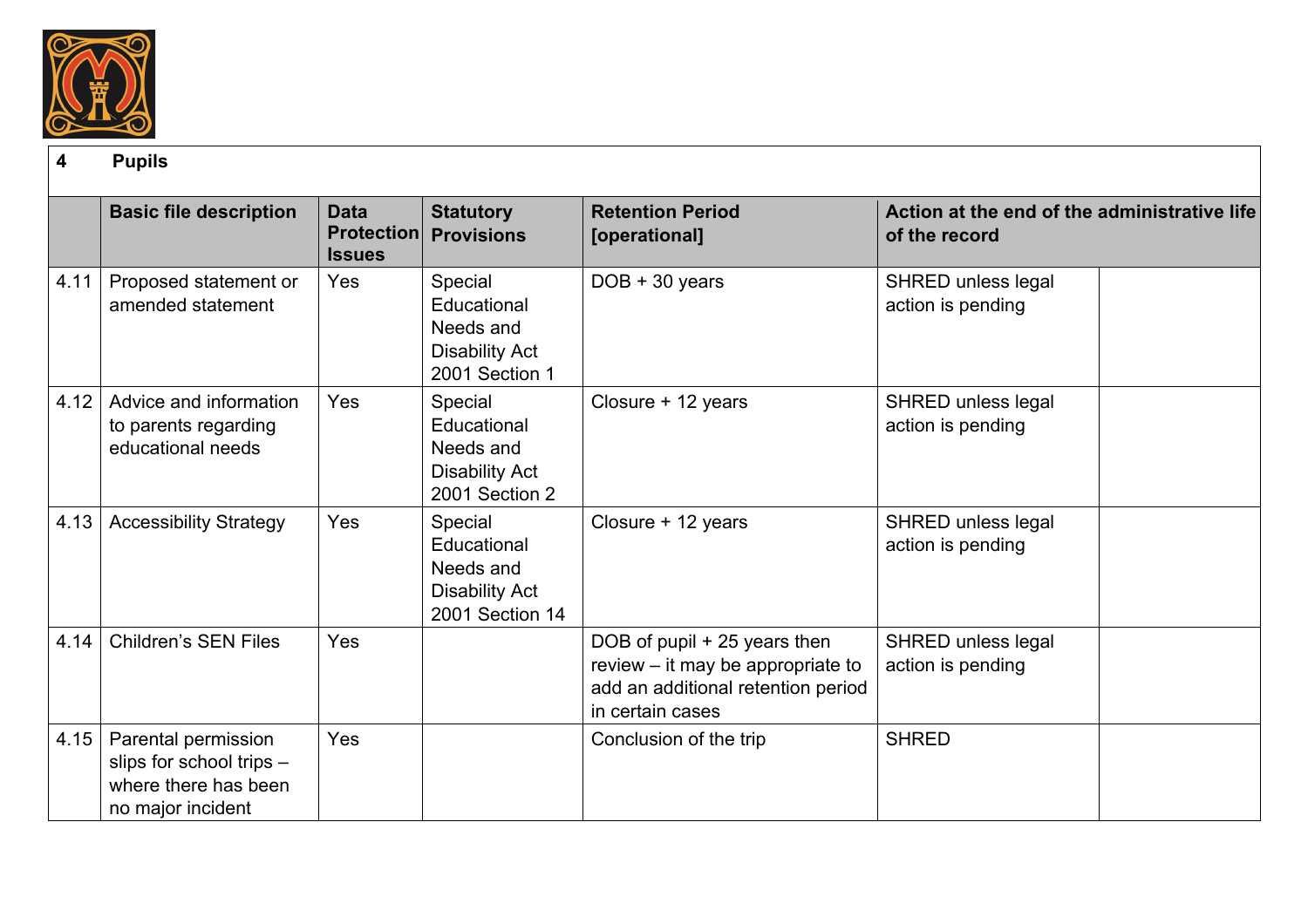| | 4 Pupils | | | | | |
|---|---|---|---|---|---|---|
| | **Basic file description** | **Data Protection Issues** | **Statutory Provisions** | **Retention Period [operational]** | **Action at the end of the administrative life of the record** | |
| 4.11 | Proposed statement or amended statement | Yes | Special Educational Needs and Disability Act 2001 Section 1 | DOB + 30 years | SHRED unless legal action is pending | |
| 4.12 | Advice and information to parents regarding educational needs | Yes | Special Educational Needs and Disability Act 2001 Section 2 | Closure + 12 years | SHRED unless legal action is pending | |
| 4.13 | Accessibility Strategy | Yes | Special Educational Needs and Disability Act 2001 Section 14 | Closure + 12 years | SHRED unless legal action is pending | |
| 4.14 | Children's SEN Files | Yes | | DOB of pupil + 25 years then review – it may be appropriate to add an additional retention period in certain cases | SHRED unless legal action is pending | |
| 4.15 | Parental permission slips for school trips – where there has been no major incident | Yes | | Conclusion of the trip | SHRED | |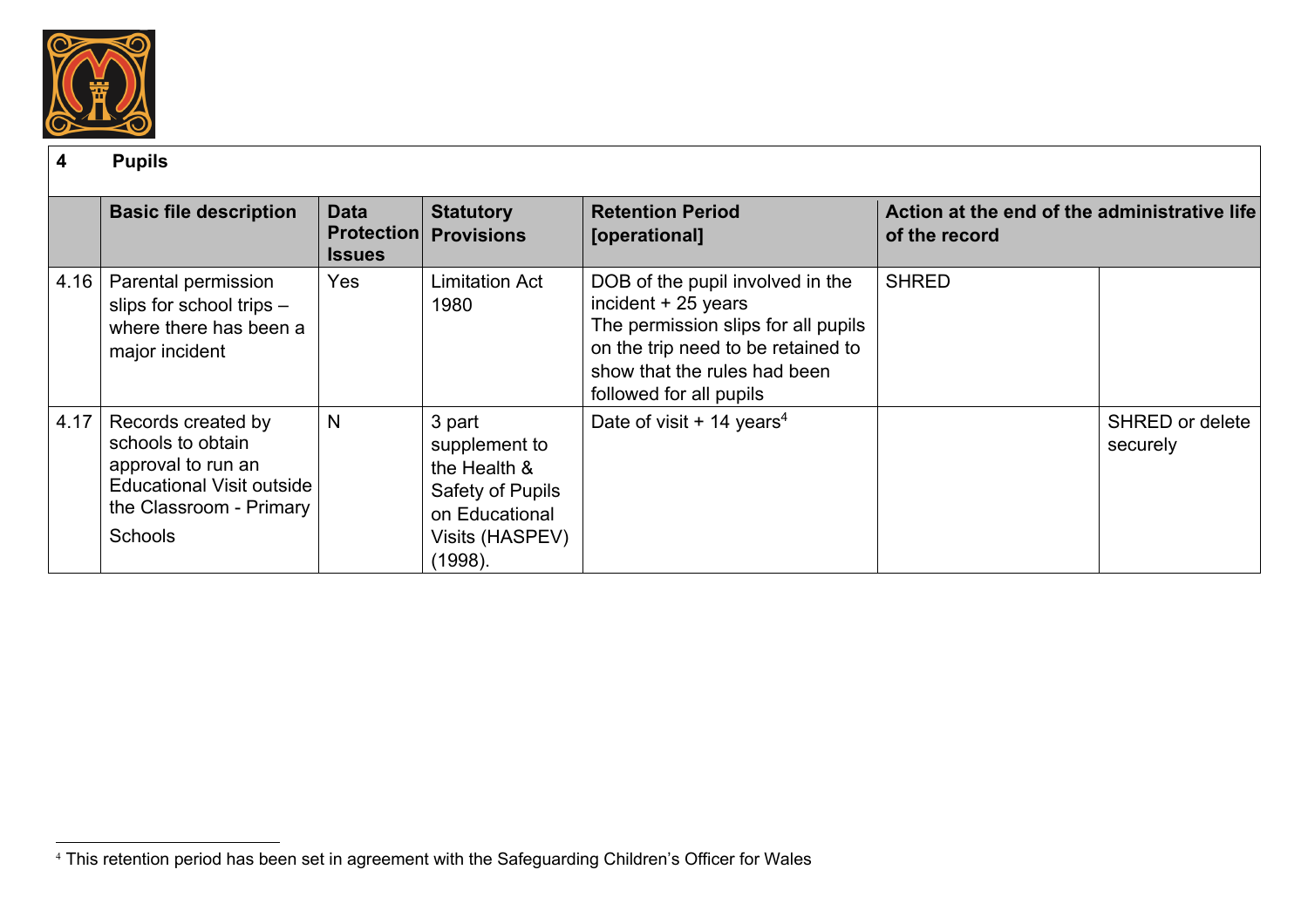| 4 | Pupils | | | | | |
|---|---|---|---|---|---|---|
| | **Basic file description** | **Data Protection Issues** | **Statutory Provisions** | **Retention Period [operational]** | **Action at the end of the administrative life of the record** | |
| 4.16 | Parental permission slips for school trips – where there has been a major incident | Yes | Limitation Act 1980 | DOB of the pupil involved in the incident + 25 years<br>The permission slips for all pupils on the trip need to be retained to show that the rules had been followed for all pupils | SHRED | |
| 4.17 | Records created by schools to obtain approval to run an Educational Visit outside the Classroom - Primary Schools | N | 3 part supplement to the Health & Safety of Pupils on Educational Visits (HASPEV) (1998). | Date of visit + 14 years[4] | | SHRED or delete securely |

[4] This retention period has been set in agreement with the Safeguarding Children's Officer for Wales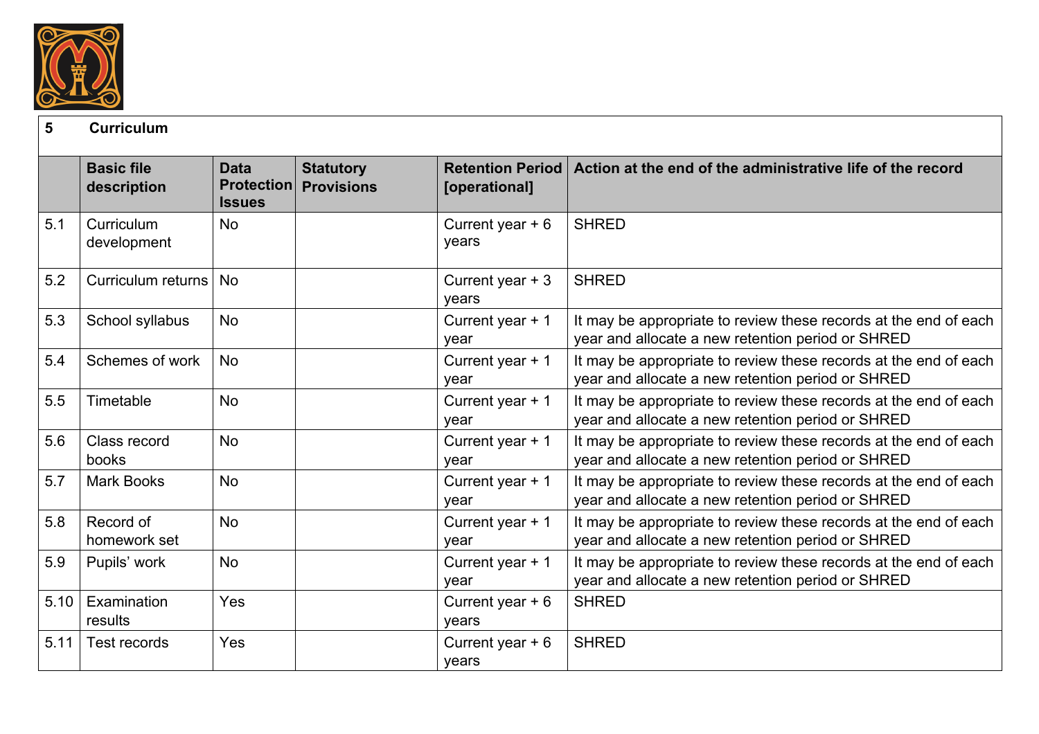| 5 | Curriculum | | | | |
|---|---|---|---|---|---|
| | **Basic file description** | **Data Protection Issues** | **Statutory Provisions** | **Retention Period [operational]** | **Action at the end of the administrative life of the record** |
| 5.1 | Curriculum development | No | | Current year + 6 years | SHRED |
| 5.2 | Curriculum returns | No | | Current year + 3 years | SHRED |
| 5.3 | School syllabus | No | | Current year + 1 year | It may be appropriate to review these records at the end of each year and allocate a new retention period or SHRED |
| 5.4 | Schemes of work | No | | Current year + 1 year | It may be appropriate to review these records at the end of each year and allocate a new retention period or SHRED |
| 5.5 | Timetable | No | | Current year + 1 year | It may be appropriate to review these records at the end of each year and allocate a new retention period or SHRED |
| 5.6 | Class record books | No | | Current year + 1 year | It may be appropriate to review these records at the end of each year and allocate a new retention period or SHRED |
| 5.7 | Mark Books | No | | Current year + 1 year | It may be appropriate to review these records at the end of each year and allocate a new retention period or SHRED |
| 5.8 | Record of homework set | No | | Current year + 1 year | It may be appropriate to review these records at the end of each year and allocate a new retention period or SHRED |
| 5.9 | Pupils' work | No | | Current year + 1 year | It may be appropriate to review these records at the end of each year and allocate a new retention period or SHRED |
| 5.10 | Examination results | Yes | | Current year + 6 years | SHRED |
| 5.11 | Test records | Yes | | Current year + 6 years | SHRED |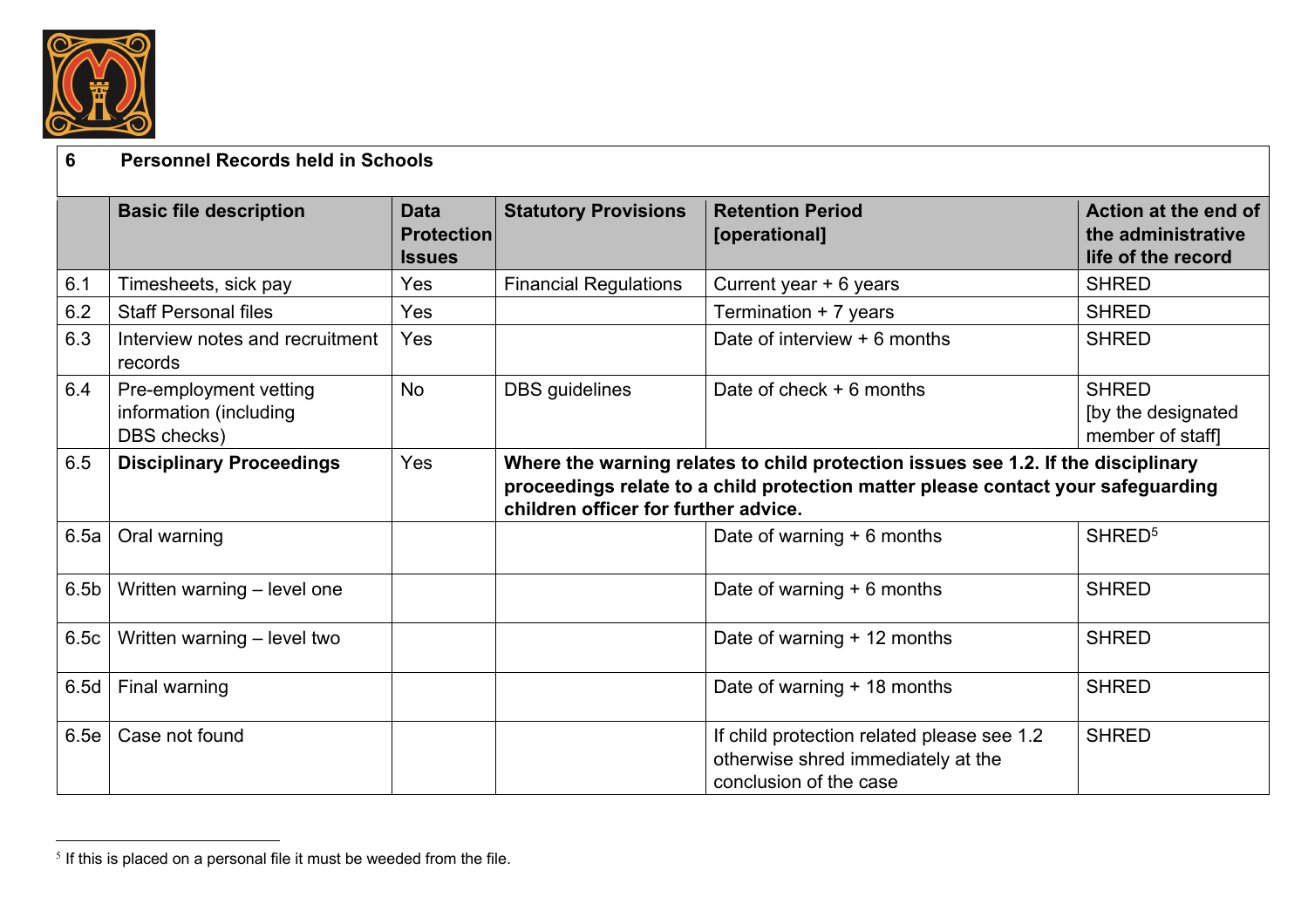| 6 | Personnel Records held in Schools | | | | |
|---|---|---|---|---|---|
| | **Basic file description** | **Data Protection Issues** | **Statutory Provisions** | **Retention Period [operational]** | **Action at the end of the administrative life of the record** |
| 6.1 | Timesheets, sick pay | Yes | Financial Regulations | Current year + 6 years | SHRED |
| 6.2 | Staff Personal files | Yes | | Termination + 7 years | SHRED |
| 6.3 | Interview notes and recruitment records | Yes | | Date of interview + 6 months | SHRED |
| 6.4 | Pre-employment vetting information (including DBS checks) | No | DBS guidelines | Date of check + 6 months | SHRED [by the designated member of staff] |
| 6.5 | **Disciplinary Proceedings** | Yes | **Where the warning relates to child protection issues see 1.2. If the disciplinary proceedings relate to a child protection matter please contact your safeguarding children officer for further advice.** | | |
| 6.5a | Oral warning | | | Date of warning + 6 months | SHRED[5] |
| 6.5b | Written warning – level one | | | Date of warning + 6 months | SHRED |
| 6.5c | Written warning – level two | | | Date of warning + 12 months | SHRED |
| 6.5d | Final warning | | | Date of warning + 18 months | SHRED |
| 6.5e | Case not found | | | If child protection related please see 1.2 otherwise shred immediately at the conclusion of the case | SHRED |

[5] If this is placed on a personal file it must be weeded from the file.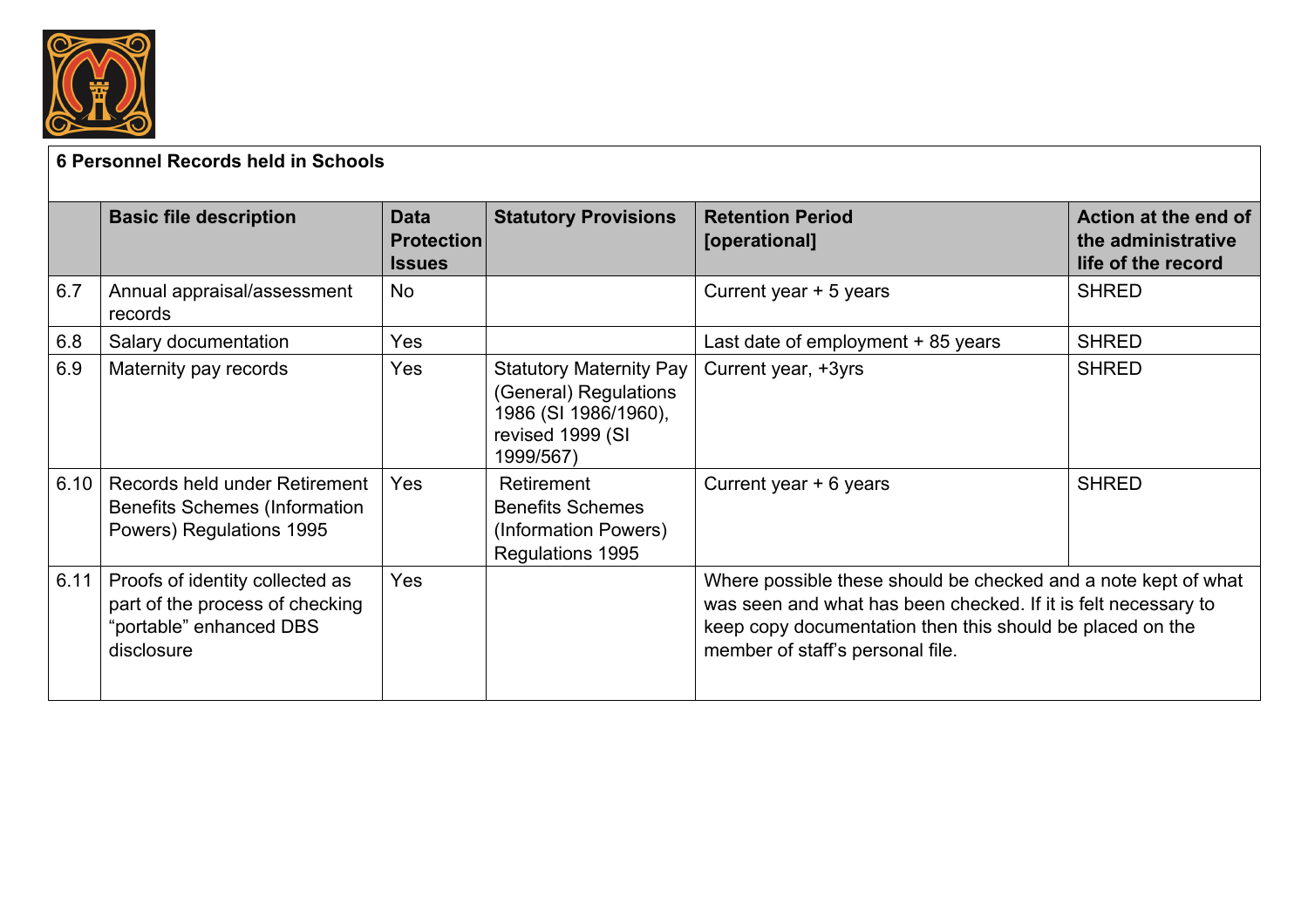| | **6 Personnel Records held in Schools** | | | | |
|---|---|---|---|---|---|
| | **Basic file description** | **Data Protection Issues** | **Statutory Provisions** | **Retention Period [operational]** | **Action at the end of the administrative life of the record** |
| 6.7 | Annual appraisal/assessment records | No | | Current year + 5 years | SHRED |
| 6.8 | Salary documentation | Yes | | Last date of employment + 85 years | SHRED |
| 6.9 | Maternity pay records | Yes | Statutory Maternity Pay (General) Regulations 1986 (SI 1986/1960), revised 1999 (SI 1999/567) | Current year, +3yrs | SHRED |
| 6.10 | Records held under Retirement Benefits Schemes (Information Powers) Regulations 1995 | Yes | Retirement Benefits Schemes (Information Powers) Regulations 1995 | Current year + 6 years | SHRED |
| 6.11 | Proofs of identity collected as part of the process of checking "portable" enhanced DBS disclosure | Yes | | Where possible these should be checked and a note kept of what was seen and what has been checked. If it is felt necessary to keep copy documentation then this should be placed on the member of staff's personal file. | |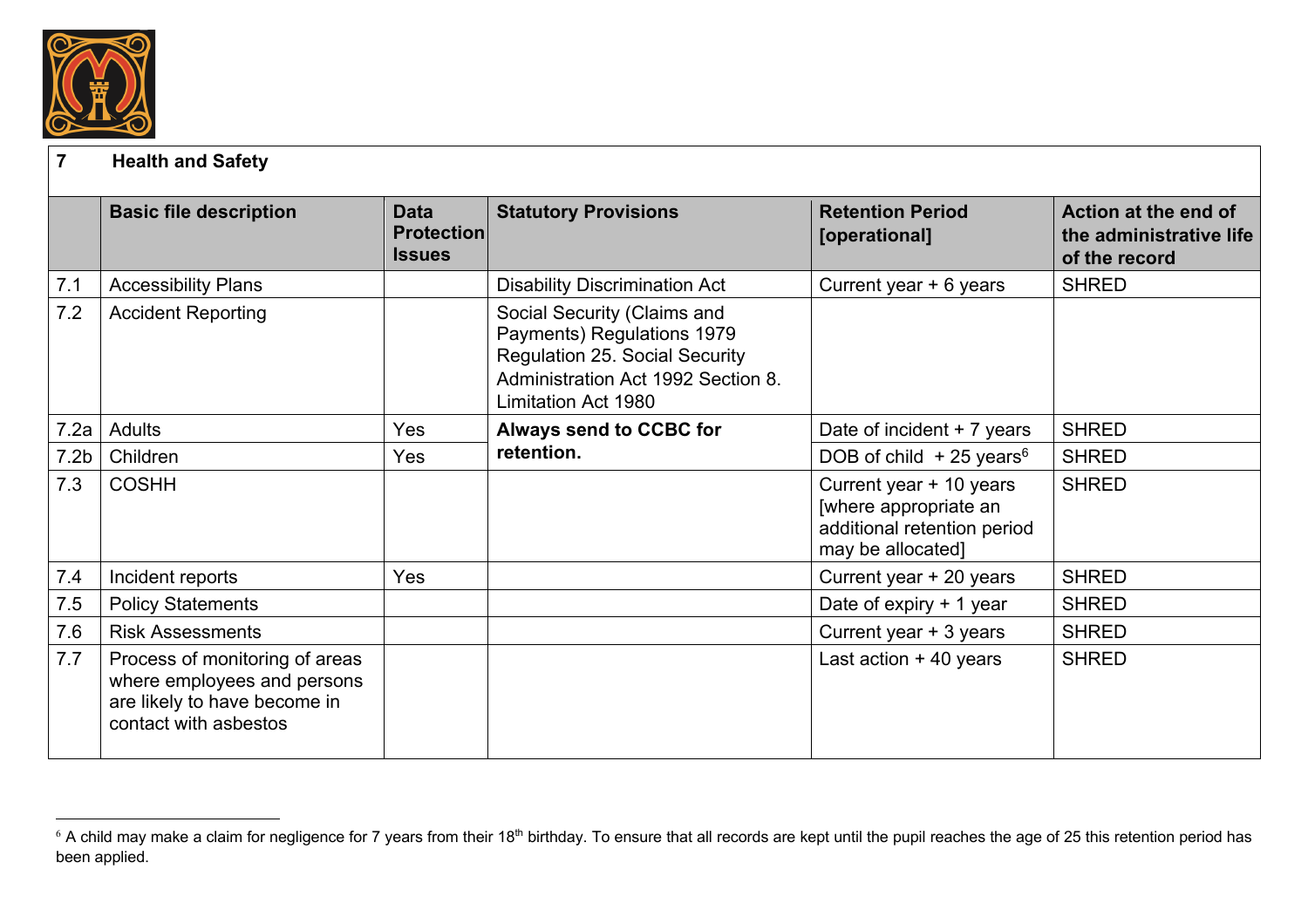| **7** | **Health and Safety** | | | | |
|---|---|---|---|---|---|
| | **Basic file description** | **Data Protection Issues** | **Statutory Provisions** | **Retention Period [operational]** | **Action at the end of the administrative life of the record** |
| 7.1 | Accessibility Plans | | Disability Discrimination Act | Current year + 6 years | SHRED |
| 7.2 | Accident Reporting | | Social Security (Claims and Payments) Regulations 1979 Regulation 25. Social Security Administration Act 1992 Section 8. Limitation Act 1980 | | |
| 7.2a | Adults | Yes | **Always send to CCBC for retention.** | Date of incident + 7 years | SHRED |
| 7.2b | Children | Yes | | DOB of child + 25 years[6] | SHRED |
| 7.3 | COSHH | | | Current year + 10 years [where appropriate an additional retention period may be allocated] | SHRED |
| 7.4 | Incident reports | Yes | | Current year + 20 years | SHRED |
| 7.5 | Policy Statements | | | Date of expiry + 1 year | SHRED |
| 7.6 | Risk Assessments | | | Current year + 3 years | SHRED |
| 7.7 | Process of monitoring of areas where employees and persons are likely to have become in contact with asbestos | | | Last action + 40 years | SHRED |

[6] A child may make a claim for negligence for 7 years from their 18th birthday. To ensure that all records are kept until the pupil reaches the age of 25 this retention period has been applied.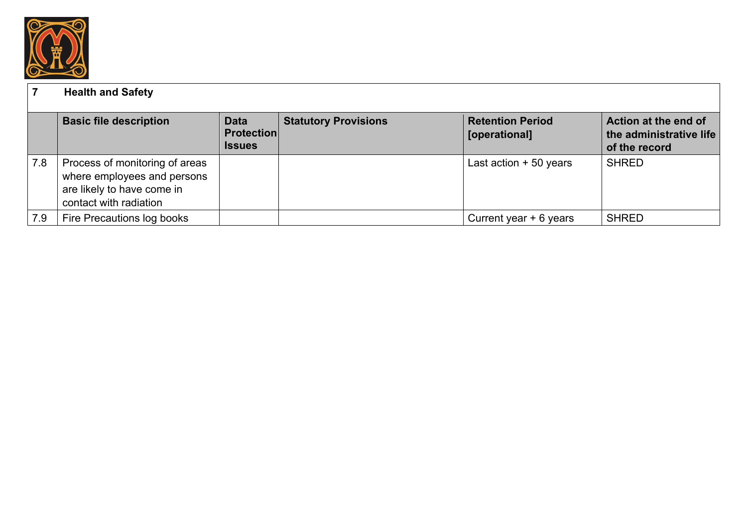| 7 | Health and Safety | | | | |
|---|---|---|---|---|---|
| | **Basic file description** | **Data Protection Issues** | **Statutory Provisions** | **Retention Period [operational]** | **Action at the end of the administrative life of the record** |
| 7.8 | Process of monitoring of areas where employees and persons are likely to have come in contact with radiation | | | Last action + 50 years | SHRED |
| 7.9 | Fire Precautions log books | | | Current year + 6 years | SHRED |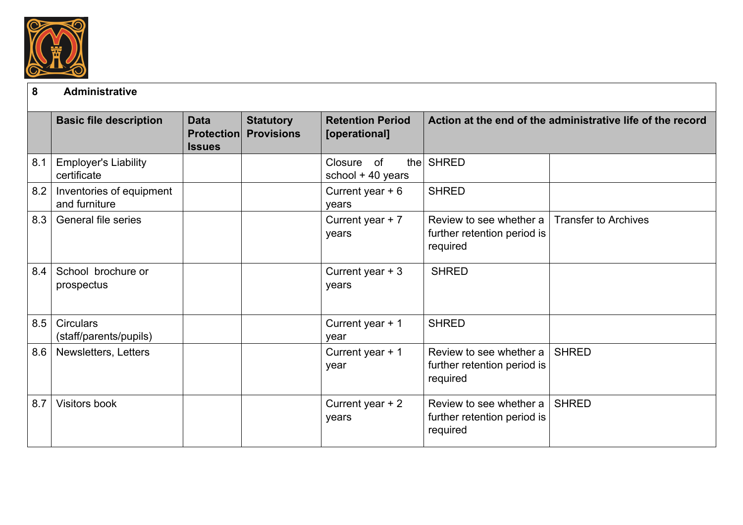| 8 | Administrative | | | | | |
|---|---|---|---|---|---|---|
| | **Basic file description** | **Data Protection Issues** | **Statutory Provisions** | **Retention Period [operational]** | **Action at the end of the administrative life of the record** | |
| 8.1 | Employer's Liability certificate | | | Closure of the school + 40 years | SHRED | |
| 8.2 | Inventories of equipment and furniture | | | Current year + 6 years | SHRED | |
| 8.3 | General file series | | | Current year + 7 years | Review to see whether a further retention period is required | Transfer to Archives |
| 8.4 | School brochure or prospectus | | | Current year + 3 years | SHRED | |
| 8.5 | Circulars (staff/parents/pupils) | | | Current year + 1 year | SHRED | |
| 8.6 | Newsletters, Letters | | | Current year + 1 year | Review to see whether a further retention period is required | SHRED |
| 8.7 | Visitors book | | | Current year + 2 years | Review to see whether a further retention period is required | SHRED |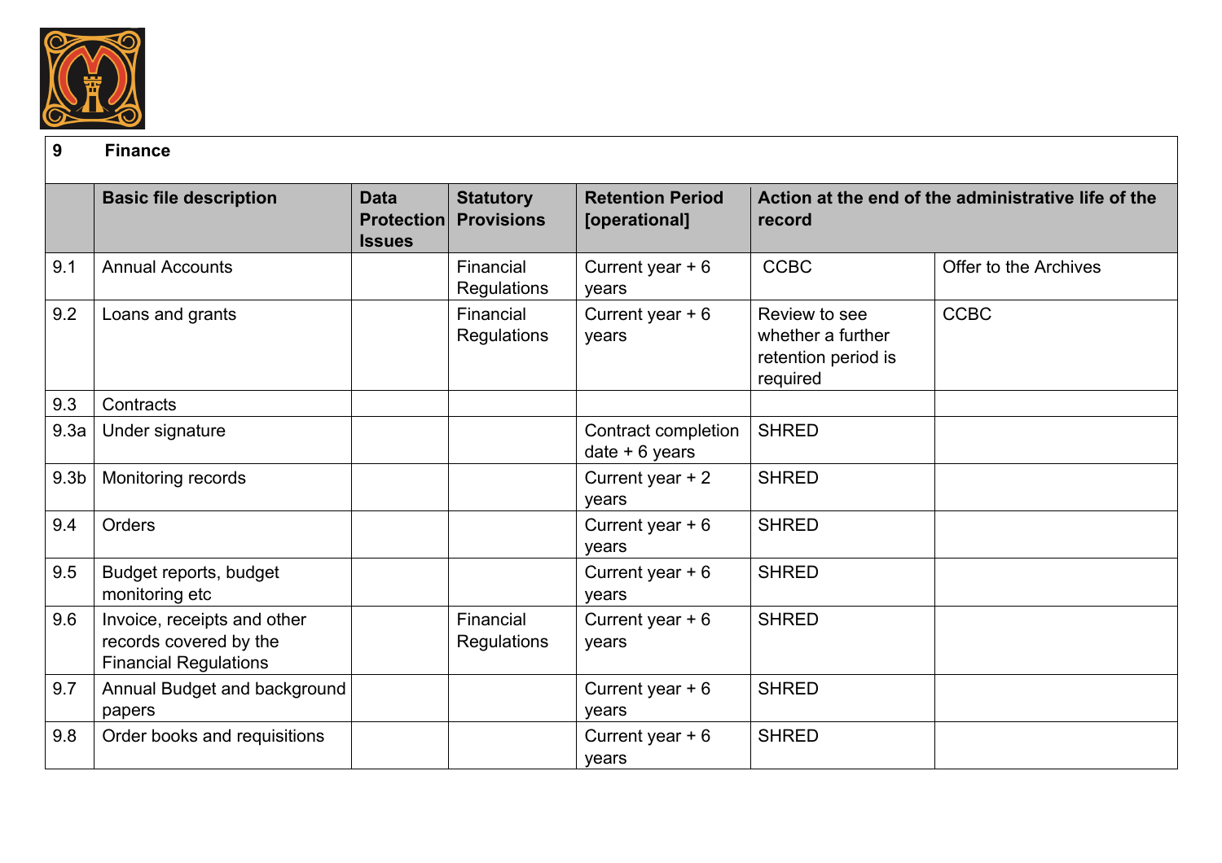| 9 | Finance | | | | | |
|---|---|---|---|---|---|---|
| | **Basic file description** | **Data Protection Issues** | **Statutory Provisions** | **Retention Period [operational]** | **Action at the end of the administrative life of the record** | |
| 9.1 | Annual Accounts | | Financial Regulations | Current year + 6 years | CCBC | Offer to the Archives |
| 9.2 | Loans and grants | | Financial Regulations | Current year + 6 years | Review to see whether a further retention period is required | CCBC |
| 9.3 | Contracts | | | | | |
| 9.3a | Under signature | | | Contract completion date + 6 years | SHRED | |
| 9.3b | Monitoring records | | | Current year + 2 years | SHRED | |
| 9.4 | Orders | | | Current year + 6 years | SHRED | |
| 9.5 | Budget reports, budget monitoring etc | | | Current year + 6 years | SHRED | |
| 9.6 | Invoice, receipts and other records covered by the Financial Regulations | | Financial Regulations | Current year + 6 years | SHRED | |
| 9.7 | Annual Budget and background papers | | | Current year + 6 years | SHRED | |
| 9.8 | Order books and requisitions | | | Current year + 6 years | SHRED | |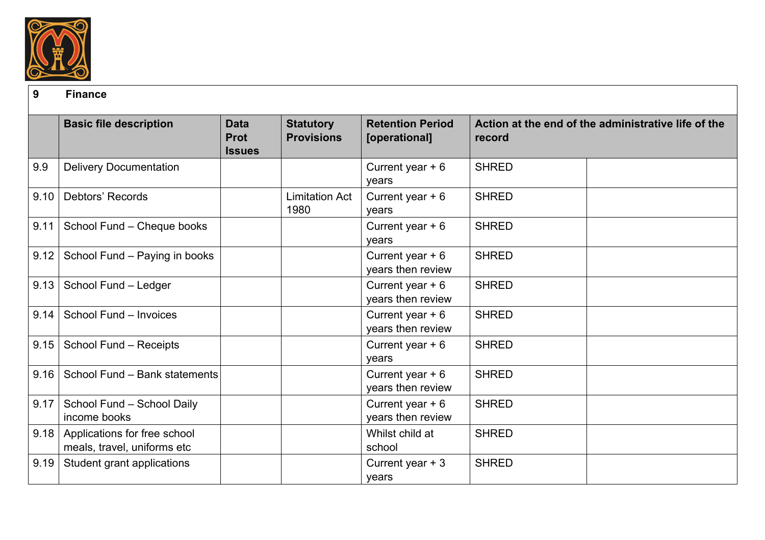| 9 | Finance | | | | | |
|---|---|---|---|---|---|---|
| | **Basic file description** | **Data Prot Issues** | **Statutory Provisions** | **Retention Period [operational]** | **Action at the end of the administrative life of the record** | |
| 9.9 | Delivery Documentation | | | Current year + 6 years | SHRED | |
| 9.10 | Debtors' Records | | Limitation Act 1980 | Current year + 6 years | SHRED | |
| 9.11 | School Fund – Cheque books | | | Current year + 6 years | SHRED | |
| 9.12 | School Fund – Paying in books | | | Current year + 6 years then review | SHRED | |
| 9.13 | School Fund – Ledger | | | Current year + 6 years then review | SHRED | |
| 9.14 | School Fund – Invoices | | | Current year + 6 years then review | SHRED | |
| 9.15 | School Fund – Receipts | | | Current year + 6 years | SHRED | |
| 9.16 | School Fund – Bank statements | | | Current year + 6 years then review | SHRED | |
| 9.17 | School Fund – School Daily income books | | | Current year + 6 years then review | SHRED | |
| 9.18 | Applications for free school meals, travel, uniforms etc | | | Whilst child at school | SHRED | |
| 9.19 | Student grant applications | | | Current year + 3 years | SHRED | |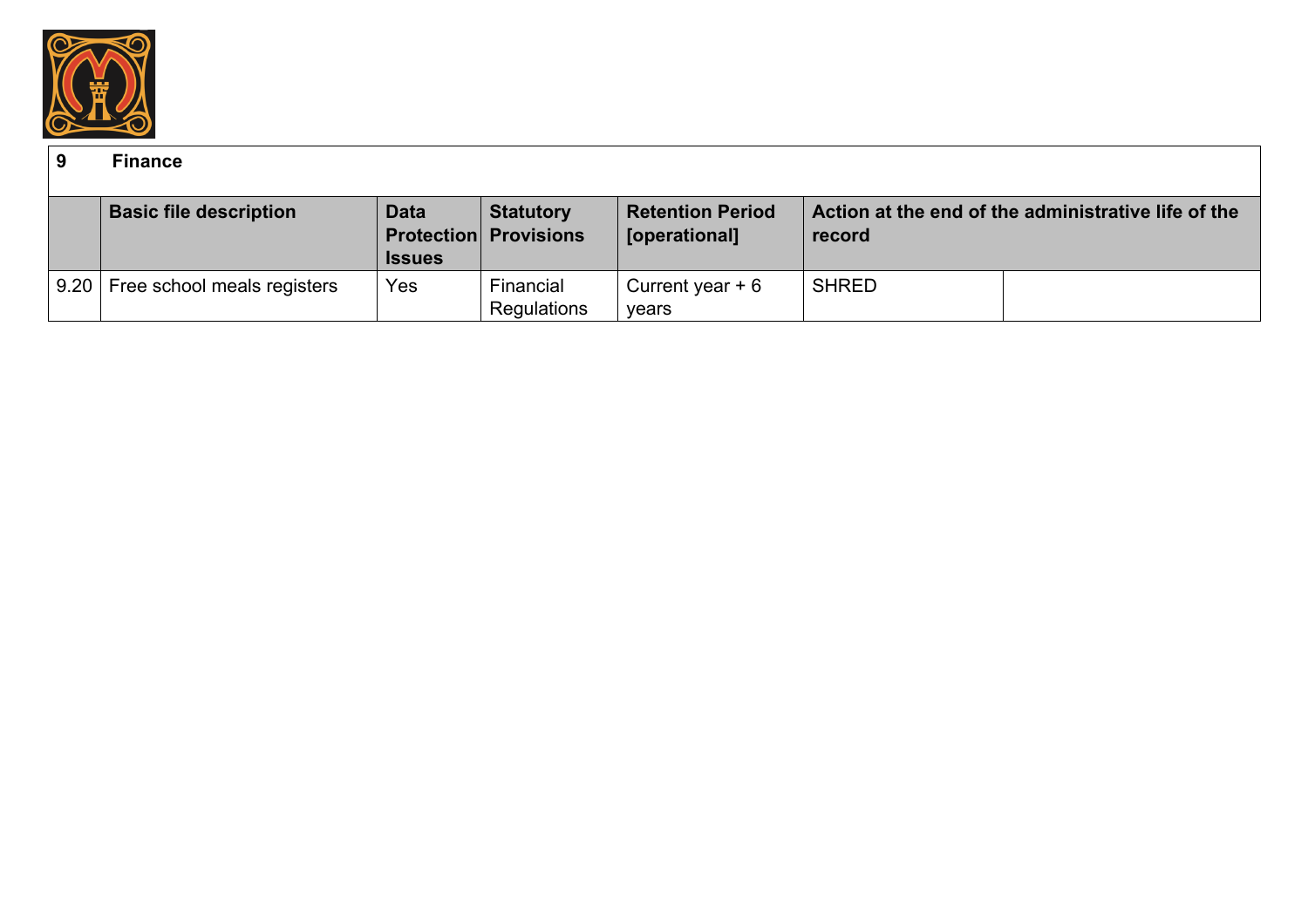| 9 | Finance | | | | | |
|---|---|---|---|---|---|---|
| | **Basic file description** | **Data Protection Issues** | **Statutory Provisions** | **Retention Period [operational]** | **Action at the end of the administrative life of the record** | |
| 9.20 | Free school meals registers | Yes | Financial Regulations | Current year + 6 years | SHRED | |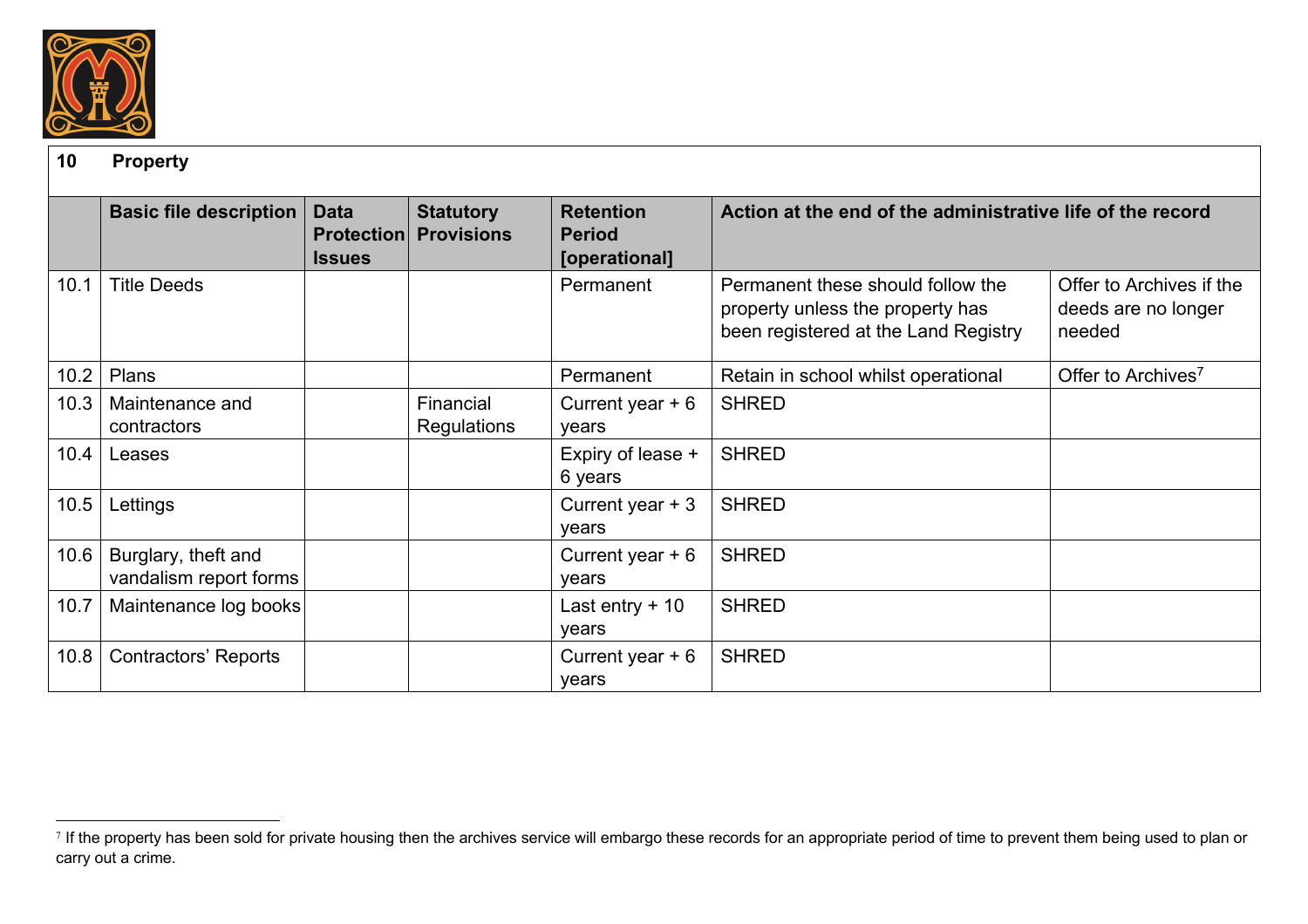| 10 | Property | | | | | |
|---|---|---|---|---|---|---|
| | **Basic file description** | **Data Protection Issues** | **Statutory Provisions** | **Retention Period [operational]** | **Action at the end of the administrative life of the record** | |
| 10.1 | Title Deeds | | | Permanent | Permanent these should follow the property unless the property has been registered at the Land Registry | Offer to Archives if the deeds are no longer needed |
| 10.2 | Plans | | | Permanent | Retain in school whilst operational | Offer to Archives[7] |
| 10.3 | Maintenance and contractors | | Financial Regulations | Current year + 6 years | SHRED | |
| 10.4 | Leases | | | Expiry of lease + 6 years | SHRED | |
| 10.5 | Lettings | | | Current year + 3 years | SHRED | |
| 10.6 | Burglary, theft and vandalism report forms | | | Current year + 6 years | SHRED | |
| 10.7 | Maintenance log books | | | Last entry + 10 years | SHRED | |
| 10.8 | Contractors' Reports | | | Current year + 6 years | SHRED | |

[7] If the property has been sold for private housing then the archives service will embargo these records for an appropriate period of time to prevent them being used to plan or carry out a crime.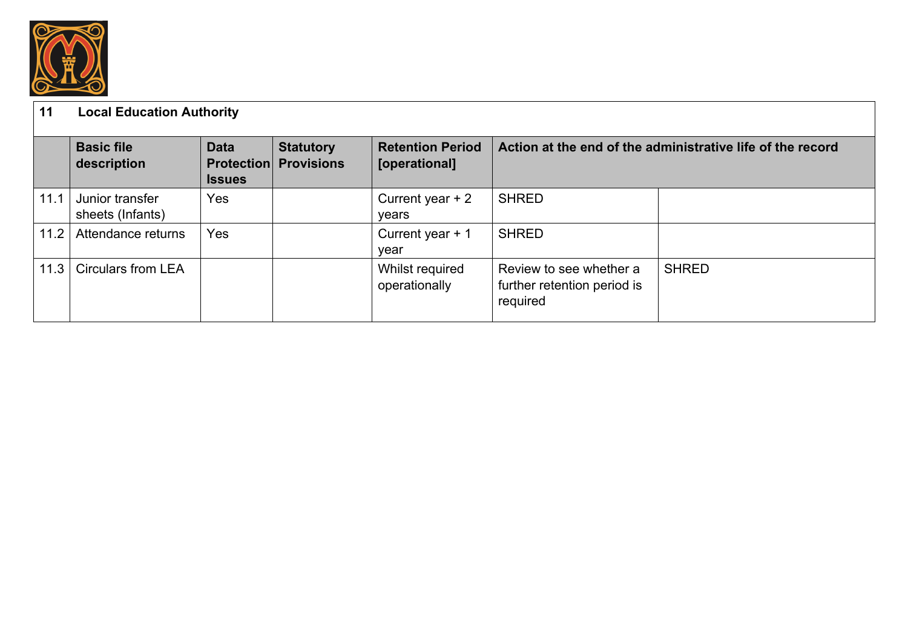| 11 | Local Education Authority | | | | | |
|---|---|---|---|---|---|---|
| | **Basic file description** | **Data Protection Issues** | **Statutory Provisions** | **Retention Period [operational]** | **Action at the end of the administrative life of the record** | |
| 11.1 | Junior transfer sheets (Infants) | Yes | | Current year + 2 years | SHRED | |
| 11.2 | Attendance returns | Yes | | Current year + 1 year | SHRED | |
| 11.3 | Circulars from LEA | | | Whilst required operationally | Review to see whether a further retention period is required | SHRED |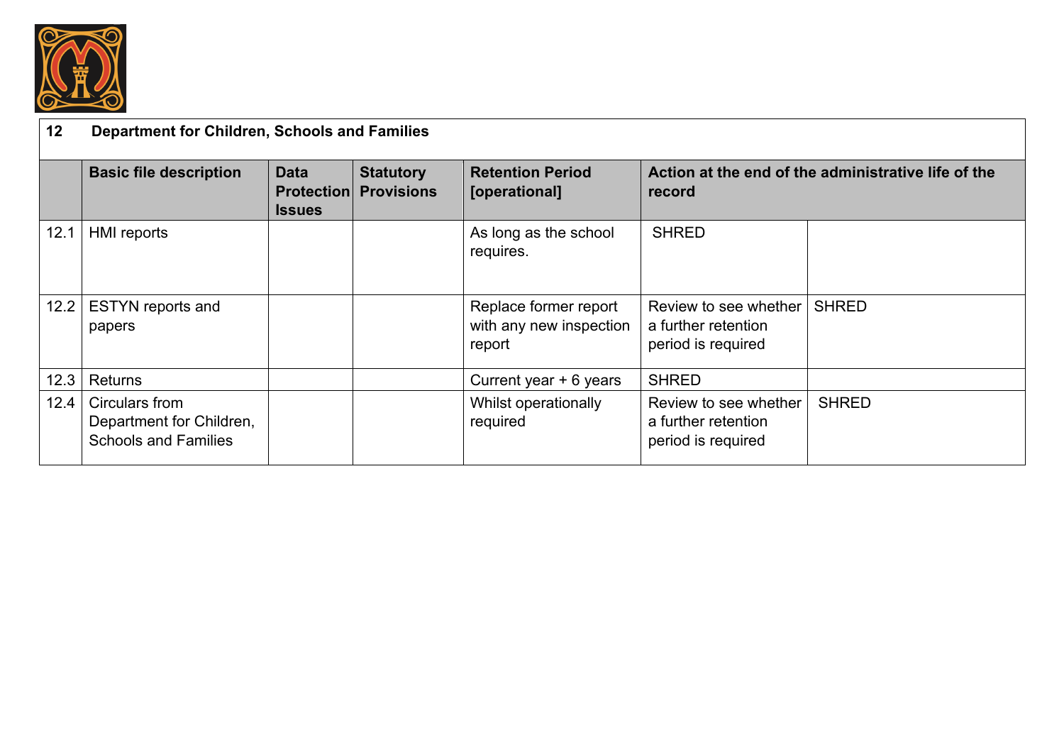| 12 | Department for Children, Schools and Families | | | | | |
|---|---|---|---|---|---|---|
| | **Basic file description** | **Data Protection Issues** | **Statutory Provisions** | **Retention Period [operational]** | **Action at the end of the administrative life of the record** | |
| 12.1 | HMI reports | | | As long as the school requires. | SHRED | |
| 12.2 | ESTYN reports and papers | | | Replace former report with any new inspection report | Review to see whether a further retention period is required | SHRED |
| 12.3 | Returns | | | Current year + 6 years | SHRED | |
| 12.4 | Circulars from Department for Children, Schools and Families | | | Whilst operationally required | Review to see whether a further retention period is required | SHRED |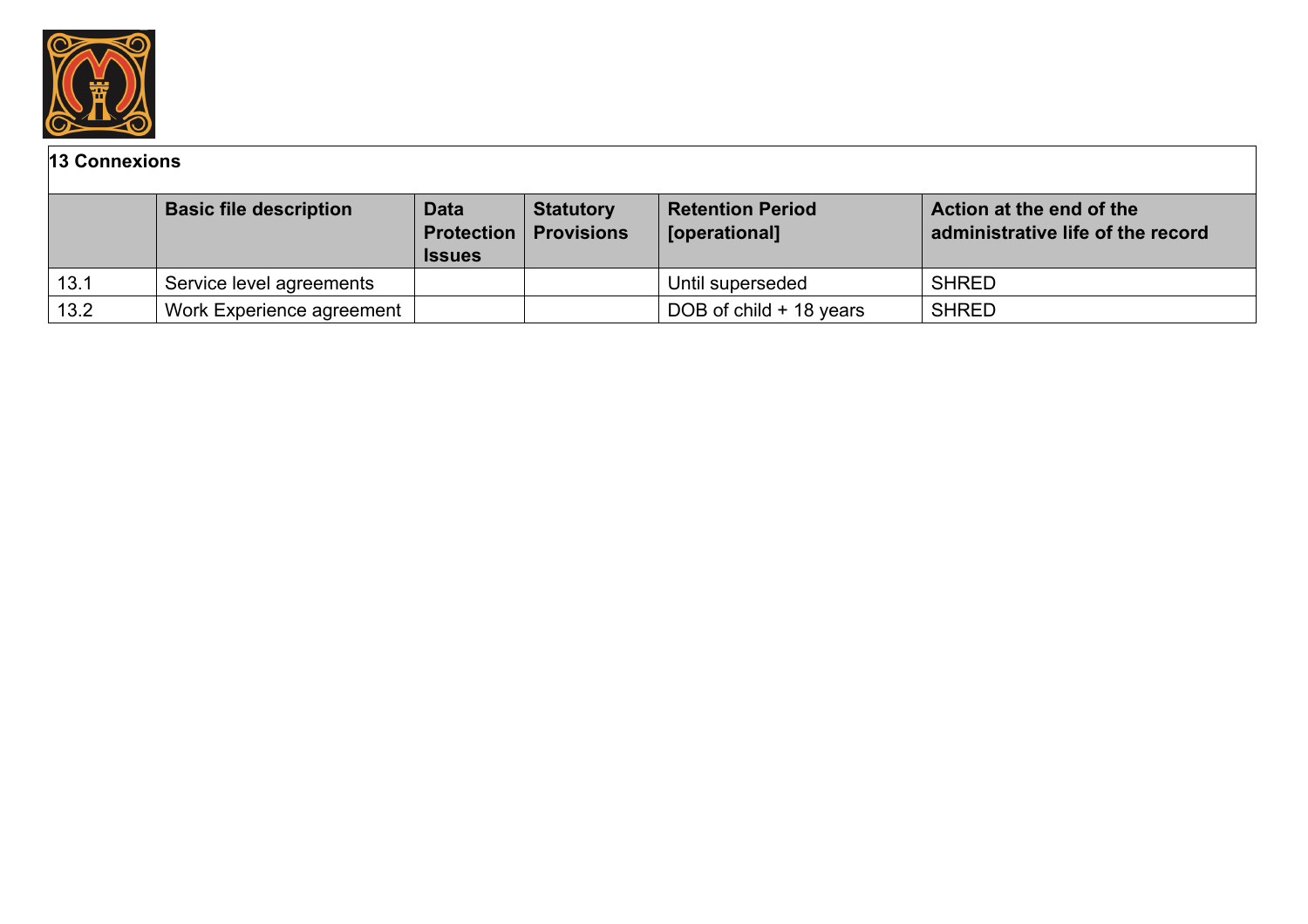| 13 Connexions | | | | | |
|---|---|---|---|---|---|
| | **Basic file description** | **Data Protection Issues** | **Statutory Provisions** | **Retention Period [operational]** | **Action at the end of the administrative life of the record** |
| 13.1 | Service level agreements | | | Until superseded | SHRED |
| 13.2 | Work Experience agreement | | | DOB of child + 18 years | SHRED |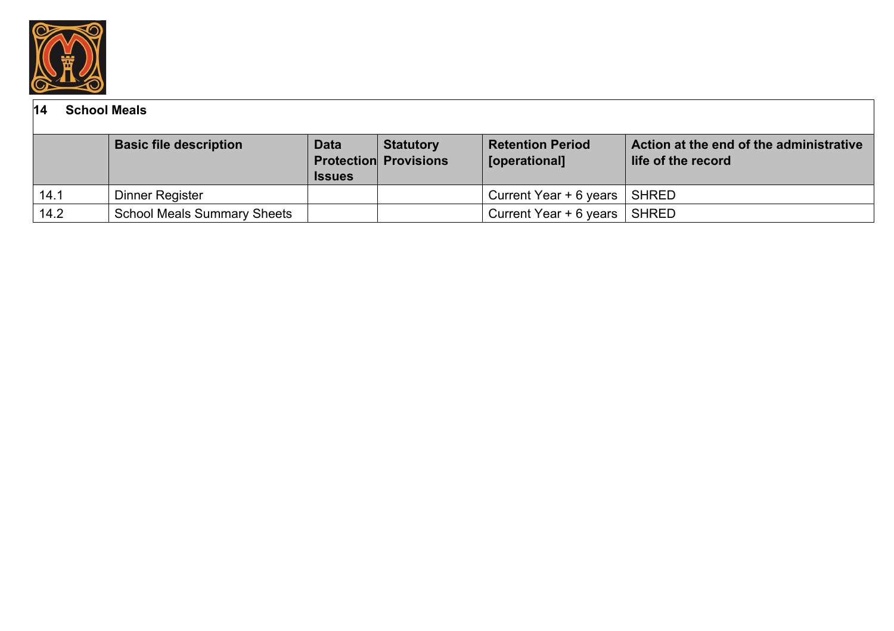| 14 School Meals | | | | | |
|---|---|---|---|---|---|
| | **Basic file description** | **Data Protection Issues** | **Statutory Provisions** | **Retention Period [operational]** | **Action at the end of the administrative life of the record** |
| 14.1 | Dinner Register | | | Current Year + 6 years | SHRED |
| 14.2 | School Meals Summary Sheets | | | Current Year + 6 years | SHRED |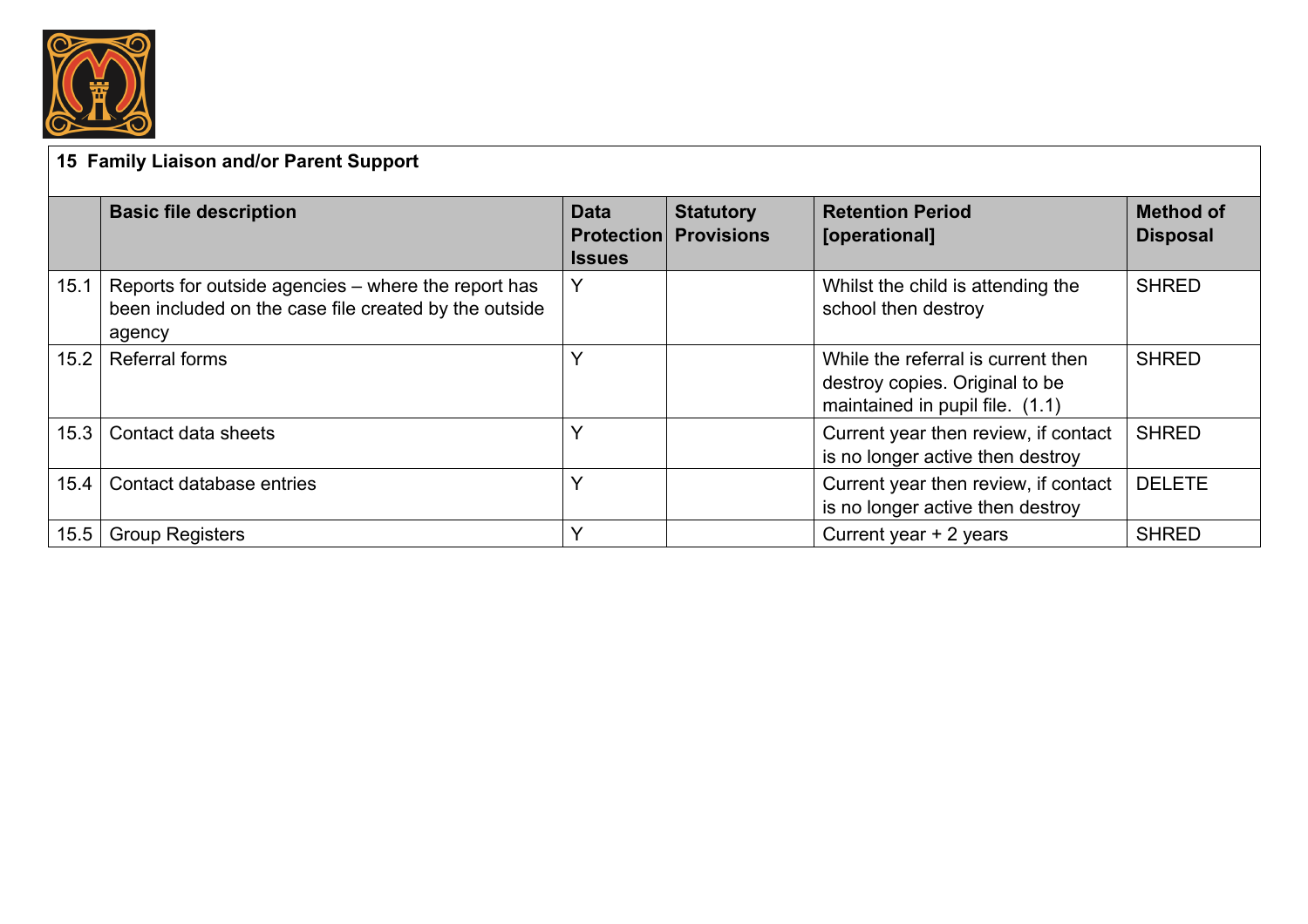| 15 Family Liaison and/or Parent Support | | | | | |
|---|---|---|---|---|---|
| | **Basic file description** | **Data Protection Issues** | **Statutory Provisions** | **Retention Period [operational]** | **Method of Disposal** |
| 15.1 | Reports for outside agencies – where the report has been included on the case file created by the outside agency | Y | | Whilst the child is attending the school then destroy | SHRED |
| 15.2 | Referral forms | Y | | While the referral is current then destroy copies. Original to be maintained in pupil file. (1.1) | SHRED |
| 15.3 | Contact data sheets | Y | | Current year then review, if contact is no longer active then destroy | SHRED |
| 15.4 | Contact database entries | Y | | Current year then review, if contact is no longer active then destroy | DELETE |
| 15.5 | Group Registers | Y | | Current year + 2 years | SHRED |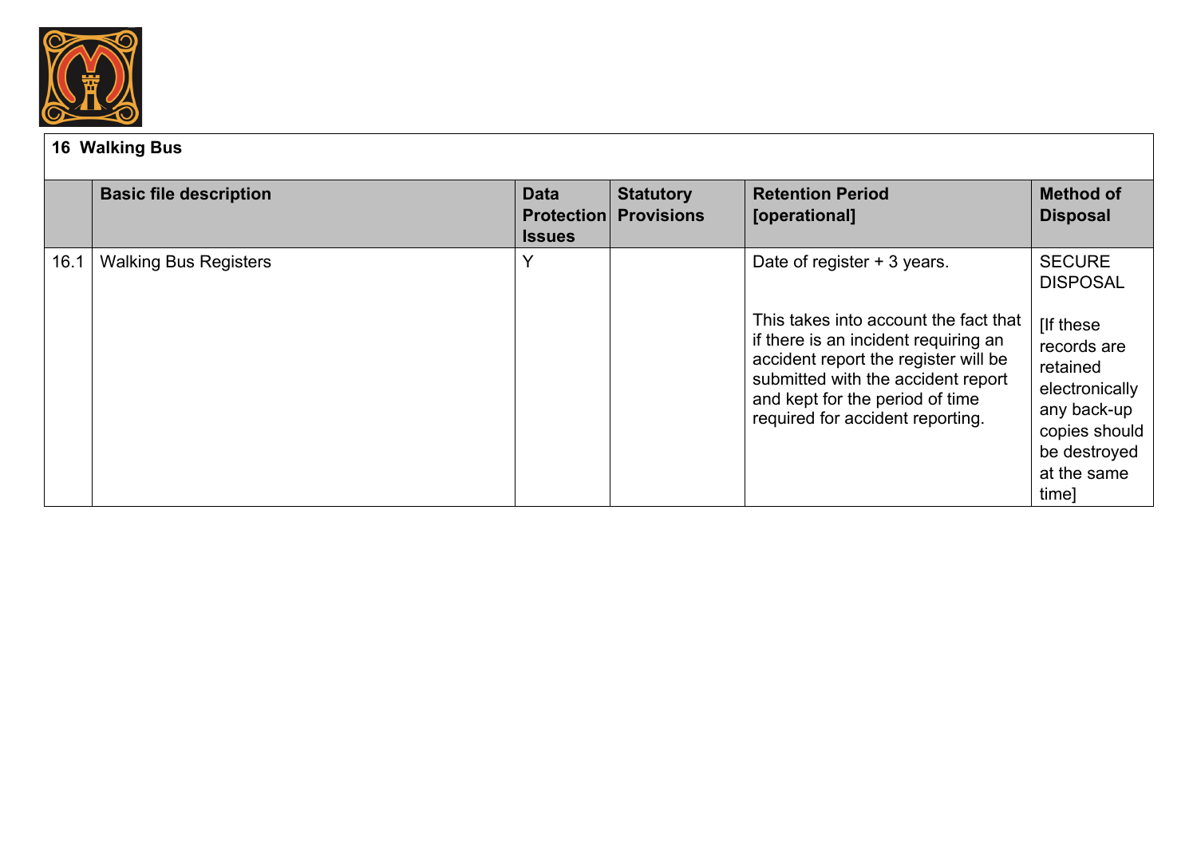| 16 Walking Bus | | | | | |
|---|---|---|---|---|---|
| | **Basic file description** | **Data Protection Issues** | **Statutory Provisions** | **Retention Period [operational]** | **Method of Disposal** |
| 16.1 | Walking Bus Registers | Y | | Date of register + 3 years.<br><br>This takes into account the fact that if there is an incident requiring an accident report the register will be submitted with the accident report and kept for the period of time required for accident reporting. | SECURE DISPOSAL<br><br>[If these records are retained electronically any back-up copies should be destroyed at the same time] |